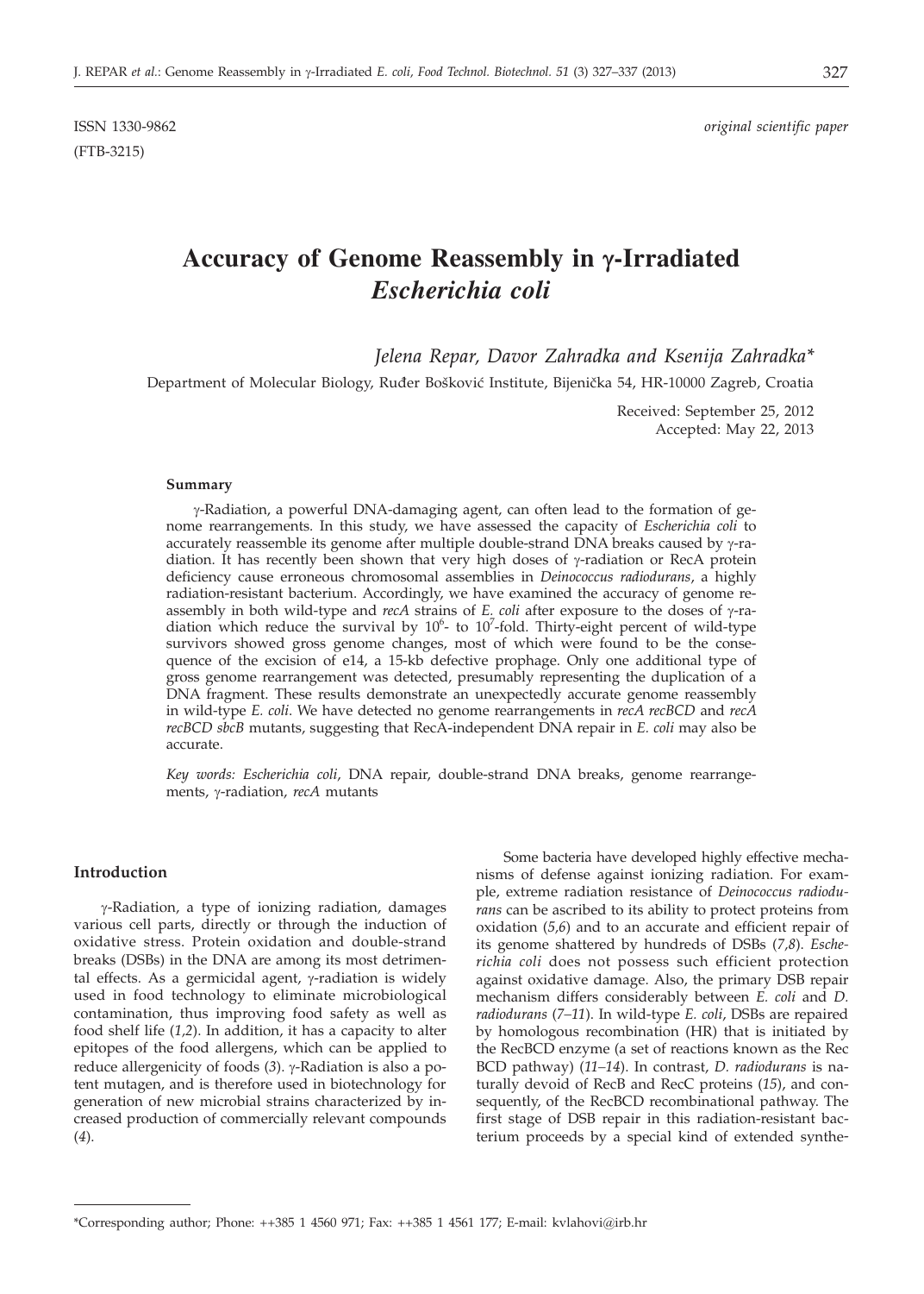ISSN 1330-9862 *original scientific paper*

(FTB-3215)

# Accuracy of Genome Reassembly in γ-Irradiated *Escherichia coli*

*Jelena Repar, Davor Zahradka and Ksenija Zahradka**

Department of Molecular Biology, Ruđer Bošković Institute, Bijenička 54, HR-10000 Zagreb, Croatia

Received: September 25, 2012
Accepted: May 22, 2013

### Summary

γ-Radiation, a powerful DNA-damaging agent, can often lead to the formation of genome rearrangements. In this study, we have assessed the capacity of *Escherichia coli* to accurately reassemble its genome after multiple double-strand DNA breaks caused by γ-radiation. It has recently been shown that very high doses of γ-radiation or RecA protein deficiency cause erroneous chromosomal assemblies in *Deinococcus radiodurans*, a highly radiation-resistant bacterium. Accordingly, we have examined the accuracy of genome reassembly in both wild-type and *recA* strains of *E. coli* after exposure to the doses of γ-radiation which reduce the survival by $10^6$- to $10^7$-fold. Thirty-eight percent of wild-type survivors showed gross genome changes, most of which were found to be the consequence of the excision of e14, a 15-kb defective prophage. Only one additional type of gross genome rearrangement was detected, presumably representing the duplication of a DNA fragment. These results demonstrate an unexpectedly accurate genome reassembly in wild-type *E. coli*. We have detected no genome rearrangements in *recA recBCD* and *recA recBCD sbcB* mutants, suggesting that RecA-independent DNA repair in *E. coli* may also be accurate.

*Key words: Escherichia coli*, DNA repair, double-strand DNA breaks, genome rearrangements, γ-radiation, *recA* mutants

## Introduction

γ-Radiation, a type of ionizing radiation, damages various cell parts, directly or through the induction of oxidative stress. Protein oxidation and double-strand breaks (DSBs) in the DNA are among its most detrimental effects. As a germicidal agent, γ-radiation is widely used in food technology to eliminate microbiological contamination, thus improving food safety as well as food shelf life (*1,2*). In addition, it has a capacity to alter epitopes of the food allergens, which can be applied to reduce allergenicity of foods (*3*). γ-Radiation is also a potent mutagen, and is therefore used in biotechnology for generation of new microbial strains characterized by increased production of commercially relevant compounds (*4*).

Some bacteria have developed highly effective mechanisms of defense against ionizing radiation. For example, extreme radiation resistance of *Deinococcus radiodurans* can be ascribed to its ability to protect proteins from oxidation (*5,6*) and to an accurate and efficient repair of its genome shattered by hundreds of DSBs (*7,8*). *Escherichia coli* does not possess such efficient protection against oxidative damage. Also, the primary DSB repair mechanism differs considerably between *E. coli* and *D. radiodurans* (*7–11*). In wild-type *E. coli*, DSBs are repaired by homologous recombination (HR) that is initiated by the RecBCD enzyme (a set of reactions known as the Rec BCD pathway) (*11–14*). In contrast, *D. radiodurans* is naturally devoid of RecB and RecC proteins (*15*), and consequently, of the RecBCD recombinational pathway. The first stage of DSB repair in this radiation-resistant bacterium proceeds by a special kind of extended synthe-

*Corresponding author; Phone: ++385 1 4560 971; Fax: ++385 1 4561 177; E-mail: kvlahovi@irb.hr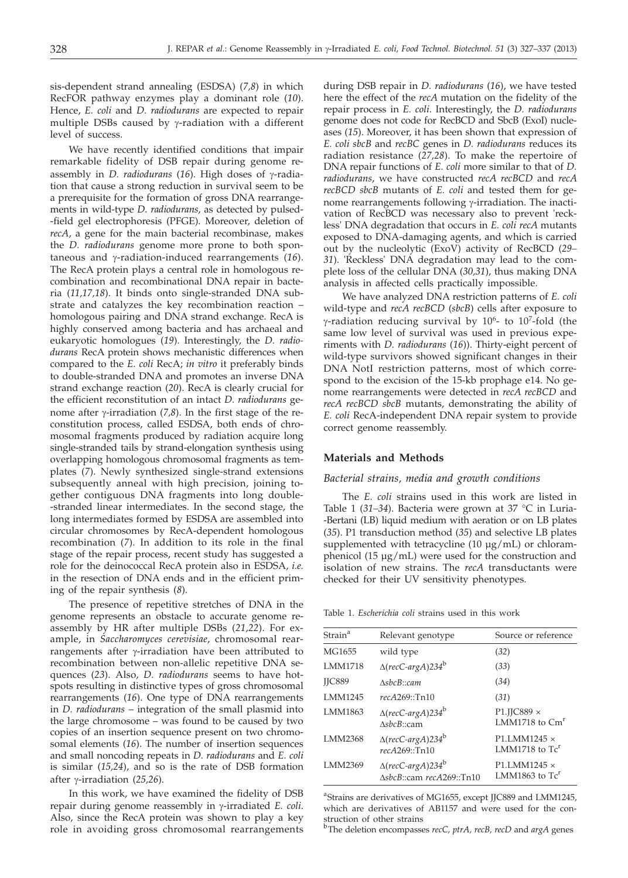sis-dependent strand annealing (ESDSA) (*7,8*) in which RecFOR pathway enzymes play a dominant role (*10*). Hence, *E. coli* and *D. radiodurans* are expected to repair multiple DSBs caused by γ-radiation with a different level of success.

We have recently identified conditions that impair remarkable fidelity of DSB repair during genome reassembly in *D. radiodurans* (*16*). High doses of γ-radiation that cause a strong reduction in survival seem to be a prerequisite for the formation of gross DNA rearrangements in wild-type *D. radiodurans*, as detected by pulsed-field gel electrophoresis (PFGE). Moreover, deletion of *recA*, a gene for the main bacterial recombinase, makes the *D. radiodurans* genome more prone to both spontaneous and γ-radiation-induced rearrangements (*16*). The RecA protein plays a central role in homologous recombination and recombinational DNA repair in bacteria (*11,17,18*). It binds onto single-stranded DNA substrate and catalyzes the key recombination reaction – homologous pairing and DNA strand exchange. RecA is highly conserved among bacteria and has archaeal and eukaryotic homologues (*19*). Interestingly, the *D. radiodurans* RecA protein shows mechanistic differences when compared to the *E. coli* RecA; *in vitro* it preferably binds to double-stranded DNA and promotes an inverse DNA strand exchange reaction (*20*). RecA is clearly crucial for the efficient reconstitution of an intact *D. radiodurans* genome after γ-irradiation (*7,8*). In the first stage of the reconstitution process, called ESDSA, both ends of chromosomal fragments produced by radiation acquire long single-stranded tails by strand-elongation synthesis using overlapping homologous chromosomal fragments as templates (*7*). Newly synthesized single-strand extensions subsequently anneal with high precision, joining together contiguous DNA fragments into long double-stranded linear intermediates. In the second stage, the long intermediates formed by ESDSA are assembled into circular chromosomes by RecA-dependent homologous recombination (*7*). In addition to its role in the final stage of the repair process, recent study has suggested a role for the deinococcal RecA protein also in ESDSA, *i.e.* in the resection of DNA ends and in the efficient priming of the repair synthesis (*8*).

The presence of repetitive stretches of DNA in the genome represents an obstacle to accurate genome reassembly by HR after multiple DSBs (*21,22*). For example, in *Saccharomyces cerevisiae*, chromosomal rearrangements after γ-irradiation have been attributed to recombination between non-allelic repetitive DNA sequences (*23*). Also, *D. radiodurans* seems to have hotspots resulting in distinctive types of gross chromosomal rearrangements (*16*). One type of DNA rearrangements in *D. radiodurans* – integration of the small plasmid into the large chromosome – was found to be caused by two copies of an insertion sequence present on two chromosomal elements (*16*). The number of insertion sequences and small noncoding repeats in *D. radiodurans* and *E. coli* is similar (*15,24*), and so is the rate of DSB formation after γ-irradiation (*25,26*).

In this work, we have examined the fidelity of DSB repair during genome reassembly in γ-irradiated *E. coli*. Also, since the RecA protein was shown to play a key role in avoiding gross chromosomal rearrangements during DSB repair in *D. radiodurans* (*16*), we have tested here the effect of the *recA* mutation on the fidelity of the repair process in *E. coli*. Interestingly, the *D. radiodurans* genome does not code for RecBCD and SbcB (ExoI) nucleases (*15*). Moreover, it has been shown that expression of *E. coli sbcB* and *recBC* genes in *D. radiodurans* reduces its radiation resistance (*27,28*). To make the repertoire of DNA repair functions of *E. coli* more similar to that of *D. radiodurans*, we have constructed *recA recBCD* and *recA recBCD sbcB* mutants of *E. coli* and tested them for genome rearrangements following γ-irradiation. The inactivation of RecBCD was necessary also to prevent 'reckless' DNA degradation that occurs in *E. coli recA* mutants exposed to DNA-damaging agents, and which is carried out by the nucleolytic (ExoV) activity of RecBCD (*29–31*). 'Reckless' DNA degradation may lead to the complete loss of the cellular DNA (*30,31*), thus making DNA analysis in affected cells practically impossible.

We have analyzed DNA restriction patterns of *E. coli* wild-type and *recA recBCD* (*sbcB*) cells after exposure to γ-radiation reducing survival by $10^6$- to $10^7$-fold (the same low level of survival was used in previous experiments with *D. radiodurans* (*16*)). Thirty-eight percent of wild-type survivors showed significant changes in their DNA NotI restriction patterns, most of which correspond to the excision of the 15-kb prophage e14. No genome rearrangements were detected in *recA recBCD* and *recA recBCD sbcB* mutants, demonstrating the ability of *E. coli* RecA-independent DNA repair system to provide correct genome reassembly.

## Materials and Methods

### *Bacterial strains, media and growth conditions*

The *E. coli* strains used in this work are listed in Table 1 (*31–34*). Bacteria were grown at 37 °C in Luria-Bertani (LB) liquid medium with aeration or on LB plates (*35*). P1 transduction method (*35*) and selective LB plates supplemented with tetracycline (10 µg/mL) or chloramphenicol (15 µg/mL) were used for the construction and isolation of new strains. The *recA* transductants were checked for their UV sensitivity phenotypes.

Table 1. *Escherichia coli* strains used in this work

| Strain[a] | Relevant genotype | Source or reference |
|---|---|---|
| MG1655 | wild type | (*32*) |
| LMM1718 | Δ(*recC-argA*)*234*[b] | (*33*) |
| JJC889 | Δ*sbcB::cam* | (*34*) |
| LMM1245 | *recA*269::Tn10 | (*31*) |
| LMM1863 | Δ(*recC-argA*)*234*[b] Δ*sbcB*::cam | P1.JJC889 × LMM1718 to Cm[r] |
| LMM2368 | Δ(*recC-argA*)*234*[b] *recA*269::Tn10 | P1.LMM1245 × LMM1718 to Tc[r] |
| LMM2369 | Δ(*recC-argA*)*234*[b] Δ*sbcB*::cam *recA*269::Tn10 | P1.LMM1245 × LMM1863 to Tc[r] |

[a]Strains are derivatives of MG1655, except JJC889 and LMM1245, which are derivatives of AB1157 and were used for the construction of other strains

[b]The deletion encompasses *recC, ptrA, recB, recD* and *argA* genes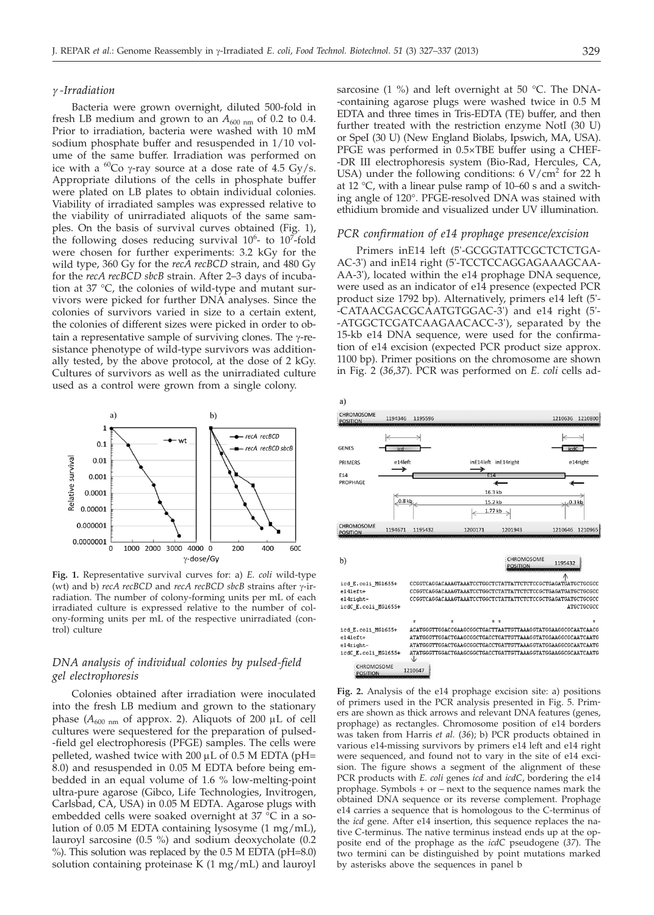### *γ*-Irradiation

Bacteria were grown overnight, diluted 500-fold in fresh LB medium and grown to an $A_{600\ nm}$ of 0.2 to 0.4. Prior to irradiation, bacteria were washed with 10 mM sodium phosphate buffer and resuspended in 1/10 volume of the same buffer. Irradiation was performed on ice with a $^{60}$Co γ-ray source at a dose rate of 4.5 Gy/s. Appropriate dilutions of the cells in phosphate buffer were plated on LB plates to obtain individual colonies. Viability of irradiated samples was expressed relative to the viability of unirradiated aliquots of the same samples. On the basis of survival curves obtained (Fig. 1), the following doses reducing survival $10^6$- to $10^7$-fold were chosen for further experiments: 3.2 kGy for the wild type, 360 Gy for the *recA recBCD* strain, and 480 Gy for the *recA recBCD sbcB* strain. After 2–3 days of incubation at 37 °C, the colonies of wild-type and mutant survivors were picked for further DNA analyses. Since the colonies of survivors varied in size to a certain extent, the colonies of different sizes were picked in order to obtain a representative sample of surviving clones. The γ-resistance phenotype of wild-type survivors was additionally tested, by the above protocol, at the dose of 2 kGy. Cultures of survivors as well as the unirradiated culture used as a control were grown from a single colony.

a) b)
Relative survival
1
0.1
0.01
0.001
0.0001
0.00001
0.000001
0.0000001
0 1000 2000 3000 4000 0 200 400 600
γ-dose/Gy
wt
recA recBCD
recA recBCD sbcB

**Fig. 1.** Representative survival curves for: a) *E. coli* wild-type (wt) and b) *recA recBCD* and *recA recBCD sbcB* strains after γ-irradiation. The number of colony-forming units per mL of each irradiated culture is expressed relative to the number of colony-forming units per mL of the respective unirradiated (control) culture

### DNA analysis of individual colonies by pulsed-field gel electrophoresis

Colonies obtained after irradiation were inoculated into the fresh LB medium and grown to the stationary phase ($A_{600\ nm}$ of approx. 2). Aliquots of 200 μL of cell cultures were sequestered for the preparation of pulsed-field gel electrophoresis (PFGE) samples. The cells were pelleted, washed twice with 200 μL of 0.5 M EDTA (pH=8.0) and resuspended in 0.05 M EDTA before being embedded in an equal volume of 1.6 % low-melting-point ultra-pure agarose (Gibco, Life Technologies, Invitrogen, Carlsbad, CA, USA) in 0.05 M EDTA. Agarose plugs with embedded cells were soaked overnight at 37 °C in a solution of 0.05 M EDTA containing lysosyme (1 mg/mL), lauroyl sarcosine (0.5 %) and sodium deoxycholate (0.2 %). This solution was replaced by the 0.5 M EDTA (pH=8.0) solution containing proteinase K (1 mg/mL) and lauroyl sarcosine (1 %) and left overnight at 50 °C. The DNA-containing agarose plugs were washed twice in 0.5 M EDTA and three times in Tris-EDTA (TE) buffer, and then further treated with the restriction enzyme NotI (30 U) or SpeI (30 U) (New England Biolabs, Ipswich, MA, USA). PFGE was performed in 0.5×TBE buffer using a CHEF-DR III electrophoresis system (Bio-Rad, Hercules, CA, USA) under the following conditions: 6 V/cm$^2$ for 22 h at 12 °C, with a linear pulse ramp of 10–60 s and a switching angle of 120°. PFGE-resolved DNA was stained with ethidium bromide and visualized under UV illumination.

### PCR confirmation of e14 prophage presence/excision

Primers inE14 left (5'-GCGGTATTCGCTCTCTGAAC-3') and inE14 right (5'-TCCTCCAGGAGAAAGCAAAA-3'), located within the e14 prophage DNA sequence, were used as an indicator of e14 presence (expected PCR product size 1792 bp). Alternatively, primers e14 left (5'-CATAACGACGCAATGTGGAC-3') and e14 right (5'-ATGGCTCGATCAAGAACACC-3'), separated by the 15-kb e14 DNA sequence, were used for the confirmation of e14 excision (expected PCR product size approx. 1100 bp). Primer positions on the chromosome are shown in Fig. 2 (*36,37*). PCR was performed on *E. coli* cells ad-

a)
CHROMOSOME POSITION 1194346 1195596 1210636 1210800
GENES icd icdC
PRIMERS e14left inE14left inE14right e14right
E14 PROPHAGE E14
16.3 kb
0.8 kb 15.2 kb 0.3 kb
1.77 kb
CHROMOSOME POSITION 1194671 1195432 1200171 1201943 1210646 1210965

b)
CHROMOSOME POSITION 1195432

```
icd_E.coli_MG1655+   CCGGTCAGGACAAAGTAAATCCTGGCTCTATTATTCTCTCCGCTGAGATGATGCTGCGCC
e14left+             CCGGTCAGGACAAAGTAAATCCTGGCTCTATTATTCTCTCCGCTGAGATGATGCTGCGCC
e14right-            CCGGTCAGGACAAAGTAAATCCTGGCTCTATTATTCTCTCCGCTGAGATGATGCTGCGCC
icdC_E.coli_MG1655+                                                     ATGCTGCGCC

icd_E.coli_MG1655+   ACATGGGTTGGACCGAAGCGGCTGACTTAATTGTTAAAGGTATGGAAGGCGCAATCAACG
e14left+             ATATGGGTTGGACTGAAGCGGCTGACCTGATTGTTAAAGGTATGGAAGGCGCAATCAATG
e14right-            ATATGGGTTGGACTGAAGCGGCTGACCTGATTGTTAAAGGTATGGAAGGCGCAATCAATG
icdC_E.coli_MG1655+  ATATGGGTTGGACTGAAGCGGCTGACCTGATTGTTAAAGGTATGGAAGGCGCAATCAATG
```

CHROMOSOME POSITION 1210647

**Fig. 2.** Analysis of the e14 prophage excision site: a) positions of primers used in the PCR analysis presented in Fig. 5. Primers are shown as thick arrows and relevant DNA features (genes, prophage) as rectangles. Chromosome position of e14 borders was taken from Harris *et al.* (*36*); b) PCR products obtained in various e14-missing survivors by primers e14 left and e14 right were sequenced, and found not to vary in the site of e14 excision. The figure shows a segment of the alignment of these PCR products with *E. coli* genes *icd* and *icdC*, bordering the e14 prophage. Symbols + or – next to the sequence names mark the obtained DNA sequence or its reverse complement. Prophage e14 carries a sequence that is homologous to the C-terminus of the *icd* gene. After e14 insertion, this sequence replaces the native C-terminus. The native terminus instead ends up at the opposite end of the prophage as the *icdC* pseudogene (*37*). The two termini can be distinguished by point mutations marked by asterisks above the sequences in panel b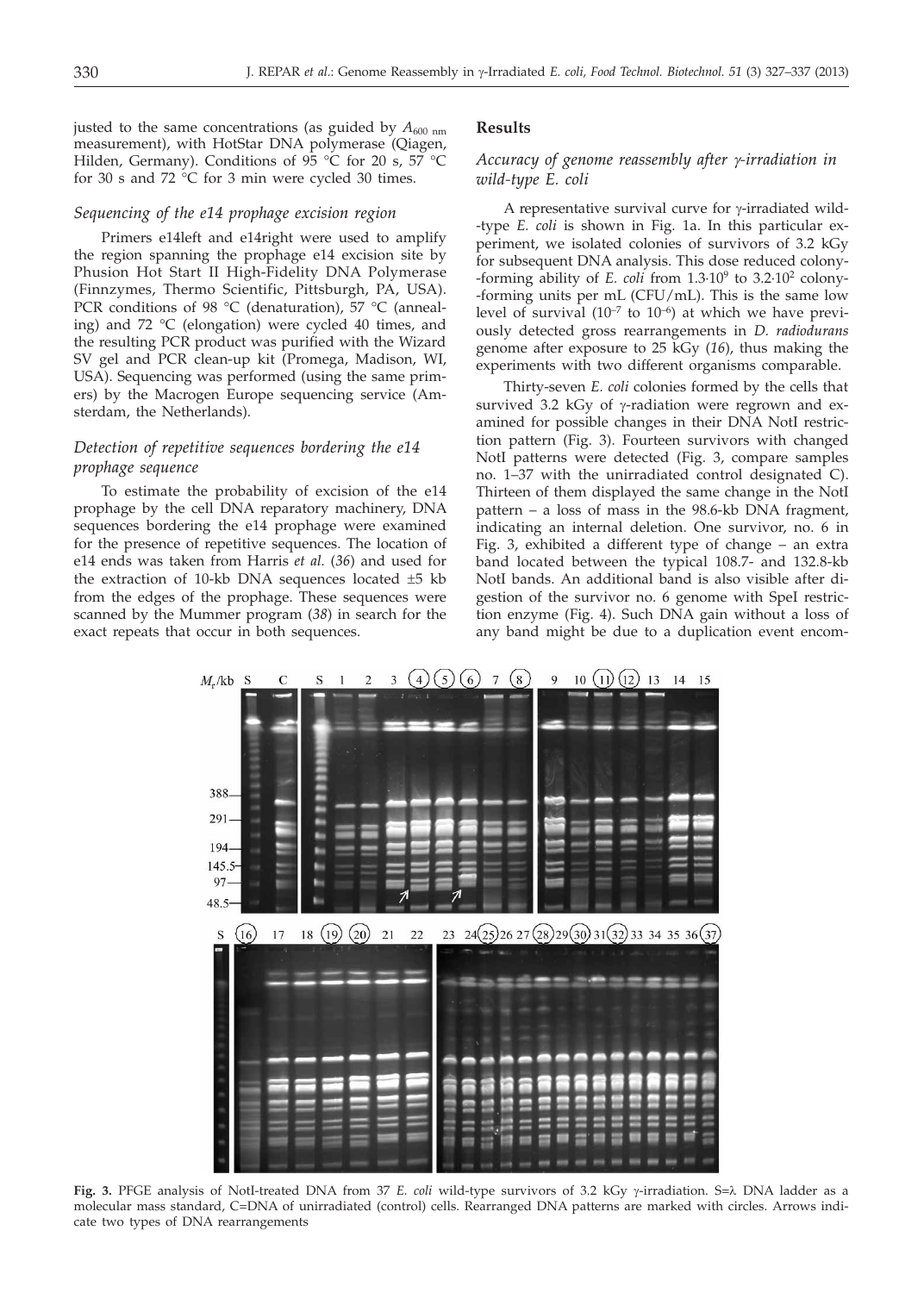justed to the same concentrations (as guided by $A_{600\ nm}$ measurement), with HotStar DNA polymerase (Qiagen, Hilden, Germany). Conditions of 95 °C for 20 s, 57 °C for 30 s and 72 °C for 3 min were cycled 30 times.

### *Sequencing of the e14 prophage excision region*

Primers e14left and e14right were used to amplify the region spanning the prophage e14 excision site by Phusion Hot Start II High-Fidelity DNA Polymerase (Finnzymes, Thermo Scientific, Pittsburgh, PA, USA). PCR conditions of 98 °C (denaturation), 57 °C (annealing) and 72 °C (elongation) were cycled 40 times, and the resulting PCR product was purified with the Wizard SV gel and PCR clean-up kit (Promega, Madison, WI, USA). Sequencing was performed (using the same primers) by the Macrogen Europe sequencing service (Amsterdam, the Netherlands).

### *Detection of repetitive sequences bordering the e14 prophage sequence*

To estimate the probability of excision of the e14 prophage by the cell DNA reparatory machinery, DNA sequences bordering the e14 prophage were examined for the presence of repetitive sequences. The location of e14 ends was taken from Harris *et al.* (*36*) and used for the extraction of 10-kb DNA sequences located ±5 kb from the edges of the prophage. These sequences were scanned by the Mummer program (*38*) in search for the exact repeats that occur in both sequences.

## Results

### *Accuracy of genome reassembly after γ-irradiation in wild-type E. coli*

A representative survival curve for γ-irradiated wild-type *E. coli* is shown in Fig. 1a. In this particular experiment, we isolated colonies of survivors of 3.2 kGy for subsequent DNA analysis. This dose reduced colony-forming ability of *E. coli* from $1.3 \cdot 10^9$ to $3.2 \cdot 10^2$ colony-forming units per mL (CFU/mL). This is the same low level of survival ($10^{-7}$ to $10^{-6}$) at which we have previously detected gross rearrangements in *D. radiodurans* genome after exposure to 25 kGy (*16*), thus making the experiments with two different organisms comparable.

Thirty-seven *E. coli* colonies formed by the cells that survived 3.2 kGy of γ-radiation were regrown and examined for possible changes in their DNA NotI restriction pattern (Fig. 3). Fourteen survivors with changed NotI patterns were detected (Fig. 3, compare samples no. 1–37 with the unirradiated control designated C). Thirteen of them displayed the same change in the NotI pattern – a loss of mass in the 98.6-kb DNA fragment, indicating an internal deletion. One survivor, no. 6 in Fig. 3, exhibited a different type of change – an extra band located between the typical 108.7- and 132.8-kb NotI bands. An additional band is also visible after digestion of the survivor no. 6 genome with SpeI restriction enzyme (Fig. 4). Such DNA gain without a loss of any band might be due to a duplication event encom-

$M_r$/kb S C S 1 2 3 (4) (5) (6) 7 (8) 9 10 (11) (12) 13 14 15

388
291
194
145.5
97
48.5

S (16) 17 18 (19) (20) 21 22 23 24 (25) 26 27 (28) 29 (30) 31 (32) 33 34 35 36 (37)

**Fig. 3.** PFGE analysis of NotI-treated DNA from 37 *E. coli* wild-type survivors of 3.2 kGy γ-irradiation. S=λ DNA ladder as a molecular mass standard, C=DNA of unirradiated (control) cells. Rearranged DNA patterns are marked with circles. Arrows indicate two types of DNA rearrangements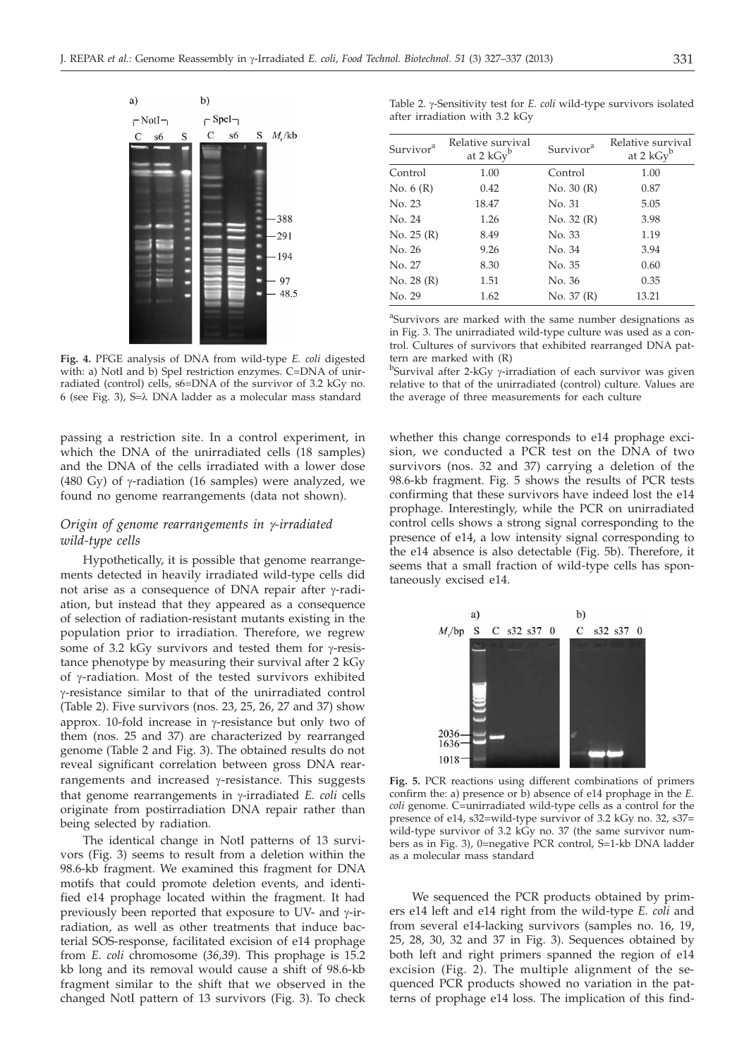a) b)

NotI SpeI

C s6 S C s6 S $M_r$/kb

388

291

194

97

48.5

**Fig. 4.** PFGE analysis of DNA from wild-type *E. coli* digested with: a) NotI and b) SpeI restriction enzymes. C=DNA of unirradiated (control) cells, s6=DNA of the survivor of 3.2 kGy no. 6 (see Fig. 3), S=λ DNA ladder as a molecular mass standard

passing a restriction site. In a control experiment, in which the DNA of the unirradiated cells (18 samples) and the DNA of the cells irradiated with a lower dose (480 Gy) of γ-radiation (16 samples) were analyzed, we found no genome rearrangements (data not shown).

### *Origin of genome rearrangements in γ-irradiated wild-type cells*

Hypothetically, it is possible that genome rearrangements detected in heavily irradiated wild-type cells did not arise as a consequence of DNA repair after γ-radiation, but instead that they appeared as a consequence of selection of radiation-resistant mutants existing in the population prior to irradiation. Therefore, we regrew some of 3.2 kGy survivors and tested them for γ-resistance phenotype by measuring their survival after 2 kGy of γ-radiation. Most of the tested survivors exhibited γ-resistance similar to that of the unirradiated control (Table 2). Five survivors (nos. 23, 25, 26, 27 and 37) show approx. 10-fold increase in γ-resistance but only two of them (nos. 25 and 37) are characterized by rearranged genome (Table 2 and Fig. 3). The obtained results do not reveal significant correlation between gross DNA rearrangements and increased γ-resistance. This suggests that genome rearrangements in γ-irradiated *E. coli* cells originate from postirradiation DNA repair rather than being selected by radiation.

The identical change in NotI patterns of 13 survivors (Fig. 3) seems to result from a deletion within the 98.6-kb fragment. We examined this fragment for DNA motifs that could promote deletion events, and identified e14 prophage located within the fragment. It had previously been reported that exposure to UV- and γ-irradiation, as well as other treatments that induce bacterial SOS-response, facilitated excision of e14 prophage from *E. coli* chromosome (*36,39*). This prophage is 15.2 kb long and its removal would cause a shift of 98.6-kb fragment similar to the shift that we observed in the changed NotI pattern of 13 survivors (Fig. 3). To check

Table 2. γ-Sensitivity test for *E. coli* wild-type survivors isolated after irradiation with 3.2 kGy

| Survivor[a] | Relative survival at 2 kGy[b] | Survivor[a] | Relative survival at 2 kGy[b] |
|---|---|---|---|
| Control | 1.00 | Control | 1.00 |
| No. 6 (R) | 0.42 | No. 30 (R) | 0.87 |
| No. 23 | 18.47 | No. 31 | 5.05 |
| No. 24 | 1.26 | No. 32 (R) | 3.98 |
| No. 25 (R) | 8.49 | No. 33 | 1.19 |
| No. 26 | 9.26 | No. 34 | 3.94 |
| No. 27 | 8.30 | No. 35 | 0.60 |
| No. 28 (R) | 1.51 | No. 36 | 0.35 |
| No. 29 | 1.62 | No. 37 (R) | 13.21 |

[a]Survivors are marked with the same number designations as in Fig. 3. The unirradiated wild-type culture was used as a control. Cultures of survivors that exhibited rearranged DNA pattern are marked with (R)

[b]Survival after 2-kGy γ-irradiation of each survivor was given relative to that of the unirradiated (control) culture. Values are the average of three measurements for each culture

whether this change corresponds to e14 prophage excision, we conducted a PCR test on the DNA of two survivors (nos. 32 and 37) carrying a deletion of the 98.6-kb fragment. Fig. 5 shows the results of PCR tests confirming that these survivors have indeed lost the e14 prophage. Interestingly, while the PCR on unirradiated control cells shows a strong signal corresponding to the presence of e14, a low intensity signal corresponding to the e14 absence is also detectable (Fig. 5b). Therefore, it seems that a small fraction of wild-type cells has spontaneously excised e14.

a) b)

$M_r$/bp S C s32 s37 0 C s32 s37 0

2036

1636

1018

**Fig. 5.** PCR reactions using different combinations of primers confirm the: a) presence or b) absence of e14 prophage in the *E. coli* genome. C=unirradiated wild-type cells as a control for the presence of e14, s32=wild-type survivor of 3.2 kGy no. 32, s37= wild-type survivor of 3.2 kGy no. 37 (the same survivor numbers as in Fig. 3), 0=negative PCR control, S=1-kb DNA ladder as a molecular mass standard

We sequenced the PCR products obtained by primers e14 left and e14 right from the wild-type *E. coli* and from several e14-lacking survivors (samples no. 16, 19, 25, 28, 30, 32 and 37 in Fig. 3). Sequences obtained by both left and right primers spanned the region of e14 excision (Fig. 2). The multiple alignment of the sequenced PCR products showed no variation in the patterns of prophage e14 loss. The implication of this find-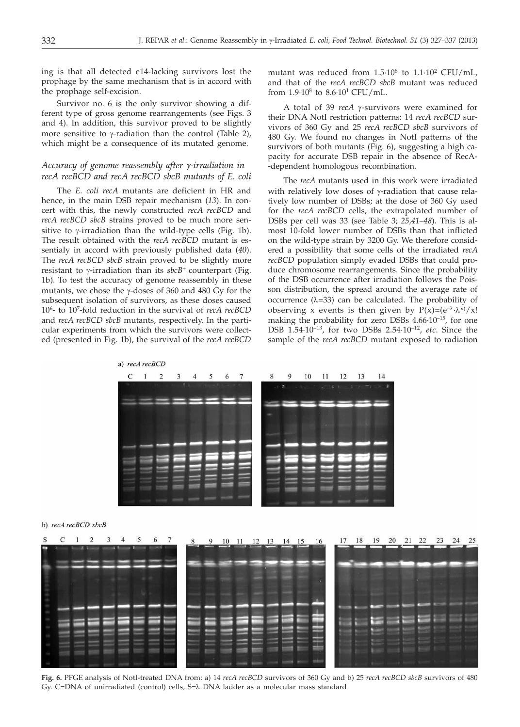ing is that all detected e14-lacking survivors lost the prophage by the same mechanism that is in accord with the prophage self-excision.

Survivor no. 6 is the only survivor showing a different type of gross genome rearrangements (see Figs. 3 and 4). In addition, this survivor proved to be slightly more sensitive to γ-radiation than the control (Table 2), which might be a consequence of its mutated genome.

### *Accuracy of genome reassembly after γ-irradiation in recA recBCD and recA recBCD sbcB mutants of E. coli*

The *E. coli recA* mutants are deficient in HR and hence, in the main DSB repair mechanism (*13*). In concert with this, the newly constructed *recA recBCD* and *recA recBCD sbcB* strains proved to be much more sensitive to γ-irradiation than the wild-type cells (Fig. 1b). The result obtained with the *recA recBCD* mutant is essentialy in accord with previously published data (*40*). The *recA recBCD sbcB* strain proved to be slightly more resistant to γ-irradiation than its $sbcB^{+}$ counterpart (Fig. 1b). To test the accuracy of genome reassembly in these mutants, we chose the γ-doses of 360 and 480 Gy for the subsequent isolation of survivors, as these doses caused $10^{6}$- to $10^{7}$-fold reduction in the survival of *recA recBCD* and *recA recBCD sbcB* mutants, respectively. In the particular experiments from which the survivors were collected (presented in Fig. 1b), the survival of the *recA recBCD* mutant was reduced from $1.5\cdot10^{8}$ to $1.1\cdot10^{2}$ CFU/mL, and that of the *recA recBCD sbcB* mutant was reduced from $1.9\cdot10^{8}$ to $8.6\cdot10^{1}$ CFU/mL.

A total of 39 *recA* γ-survivors were examined for their DNA NotI restriction patterns: 14 *recA recBCD* survivors of 360 Gy and 25 *recA recBCD sbcB* survivors of 480 Gy. We found no changes in NotI patterns of the survivors of both mutants (Fig. 6), suggesting a high capacity for accurate DSB repair in the absence of RecA-dependent homologous recombination.

The *recA* mutants used in this work were irradiated with relatively low doses of γ-radiation that cause relatively low number of DSBs; at the dose of 360 Gy used for the *recA recBCD* cells, the extrapolated number of DSBs per cell was 33 (see Table 3; *25,41–48*). This is almost 10-fold lower number of DSBs than that inflicted on the wild-type strain by 3200 Gy. We therefore considered a possibility that some cells of the irradiated *recA recBCD* population simply evaded DSBs that could produce chromosome rearrangements. Since the probability of the DSB occurrence after irradiation follows the Poisson distribution, the spread around the average rate of occurrence ($\lambda$=33) can be calculated. The probability of observing x events is then given by $P(x)=(e^{-\lambda}\cdot\lambda^{x})/x!$ making the probability for zero DSBs $4.66\cdot10^{-15}$, for one DSB $1.54\cdot10^{-13}$, for two DSBs $2.54\cdot10^{-12}$, *etc*. Since the sample of the *recA recBCD* mutant exposed to radiation

a) *recA recBCD*

C 1 2 3 4 5 6 7 8 9 10 11 12 13 14

b) *recA recBCD sbcB*

S C 1 2 3 4 5 6 7 8 9 10 11 12 13 14 15 16 17 18 19 20 21 22 23 24 25

**Fig. 6.** PFGE analysis of NotI-treated DNA from: a) 14 *recA recBCD* survivors of 360 Gy and b) 25 *recBCD sbcB* survivors of 480 Gy. C=DNA of unirradiated (control) cells, S=λ DNA ladder as a molecular mass standard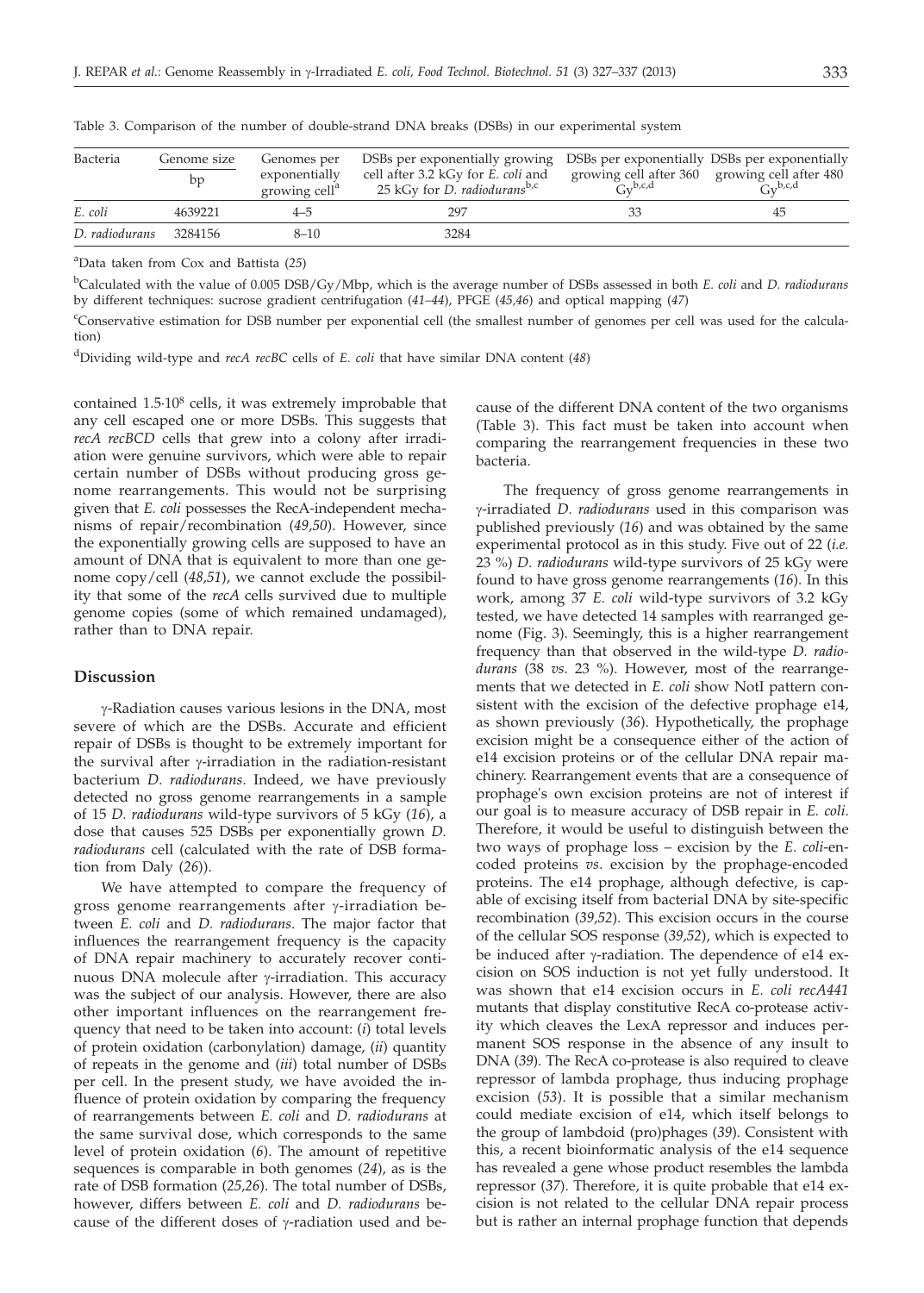Table 3. Comparison of the number of double-strand DNA breaks (DSBs) in our experimental system

| Bacteria | Genome size bp | Genomes per exponentially growing cell[a] | DSBs per exponentially growing cell after 3.2 kGy for *E. coli* and 25 kGy for *D. radiodurans*[b,c] | DSBs per exponentially growing cell after 360 Gy[b,c,d] | DSBs per exponentially growing cell after 480 Gy[b,c,d] |
|---|---|---|---|---|---|
| *E. coli* | 4639221 | 4–5 | 297 | 33 | 45 |
| *D. radiodurans* | 3284156 | 8–10 | 3284 | | |

[a]Data taken from Cox and Battista (*25*)

[b]Calculated with the value of 0.005 DSB/Gy/Mbp, which is the average number of DSBs assessed in both *E. coli* and *D. radiodurans* by different techniques: sucrose gradient centrifugation (*41–44*), PFGE (*45,46*) and optical mapping (*47*)

[c]Conservative estimation for DSB number per exponential cell (the smallest number of genomes per cell was used for the calculation)

[d]Dividing wild-type and *recA recBC* cells of *E. coli* that have similar DNA content (*48*)

contained $1.5 \cdot 10^8$ cells, it was extremely improbable that any cell escaped one or more DSBs. This suggests that *recA recBCD* cells that grew into a colony after irradiation were genuine survivors, which were able to repair certain number of DSBs without producing gross genome rearrangements. This would not be surprising given that *E. coli* possesses the RecA-independent mechanisms of repair/recombination (*49,50*). However, since the exponentially growing cells are supposed to have an amount of DNA that is equivalent to more than one genome copy/cell (*48,51*), we cannot exclude the possibility that some of the *recA* cells survived due to multiple genome copies (some of which remained undamaged), rather than to DNA repair.

## Discussion

γ-Radiation causes various lesions in the DNA, most severe of which are the DSBs. Accurate and efficient repair of DSBs is thought to be extremely important for the survival after γ-irradiation in the radiation-resistant bacterium *D. radiodurans*. Indeed, we have previously detected no gross genome rearrangements in a sample of 15 *D. radiodurans* wild-type survivors of 5 kGy (*16*), a dose that causes 525 DSBs per exponentially grown *D. radiodurans* cell (calculated with the rate of DSB formation from Daly (*26*)).

We have attempted to compare the frequency of gross genome rearrangements after γ-irradiation between *E. coli* and *D. radiodurans*. The major factor that influences the rearrangement frequency is the capacity of DNA repair machinery to accurately recover continuous DNA molecule after γ-irradiation. This accuracy was the subject of our analysis. However, there are also other important influences on the rearrangement frequency that need to be taken into account: (*i*) total levels of protein oxidation (carbonylation) damage, (*ii*) quantity of repeats in the genome and (*iii*) total number of DSBs per cell. In the present study, we have avoided the influence of protein oxidation by comparing the frequency of rearrangements between *E. coli* and *D. radiodurans* at the same survival dose, which corresponds to the same level of protein oxidation (*6*). The amount of repetitive sequences is comparable in both genomes (*24*), as is the rate of DSB formation (*25,26*). The total number of DSBs, however, differs between *E. coli* and *D. radiodurans* because of the different doses of γ-radiation used and because of the different DNA content of the two organisms (Table 3). This fact must be taken into account when comparing the rearrangement frequencies in these two bacteria.

The frequency of gross genome rearrangements in γ-irradiated *D. radiodurans* used in this comparison was published previously (*16*) and was obtained by the same experimental protocol as in this study. Five out of 22 (*i.e.* 23 %) *D. radiodurans* wild-type survivors of 25 kGy were found to have gross genome rearrangements (*16*). In this work, among 37 *E. coli* wild-type survivors of 3.2 kGy tested, we have detected 14 samples with rearranged genome (Fig. 3). Seemingly, this is a higher rearrangement frequency than that observed in the wild-type *D. radiodurans* (38 *vs.* 23 %). However, most of the rearrangements that we detected in *E. coli* show NotI pattern consistent with the excision of the defective prophage e14, as shown previously (*36*). Hypothetically, the prophage excision might be a consequence either of the action of e14 excision proteins or of the cellular DNA repair machinery. Rearrangement events that are a consequence of prophage's own excision proteins are not of interest if our goal is to measure accuracy of DSB repair in *E. coli*. Therefore, it would be useful to distinguish between the two ways of prophage loss – excision by the *E. coli*-encoded proteins *vs.* excision by the prophage-encoded proteins. The e14 prophage, although defective, is capable of excising itself from bacterial DNA by site-specific recombination (*39,52*). This excision occurs in the course of the cellular SOS response (*39,52*), which is expected to be induced after γ-radiation. The dependence of e14 excision on SOS induction is not yet fully understood. It was shown that e14 excision occurs in *E. coli recA441* mutants that display constitutive RecA co-protease activity which cleaves the LexA repressor and induces permanent SOS response in the absence of any insult to DNA (*39*). The RecA co-protease is also required to cleave repressor of lambda prophage, thus inducing prophage excision (*53*). It is possible that a similar mechanism could mediate excision of e14, which itself belongs to the group of lambdoid (pro)phages (*39*). Consistent with this, a recent bioinformatic analysis of the e14 sequence has revealed a gene whose product resembles the lambda repressor (*37*). Therefore, it is quite probable that e14 excision is not related to the cellular DNA repair process but is rather an internal prophage function that depends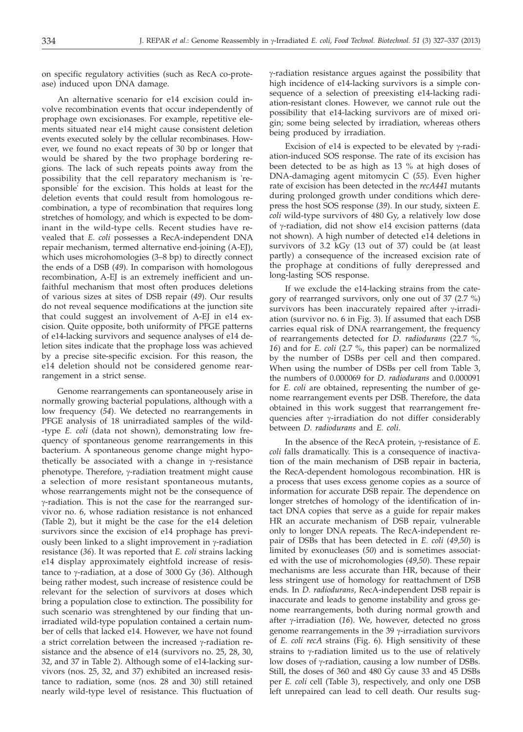on specific regulatory activities (such as RecA co-protease) induced upon DNA damage.

An alternative scenario for e14 excision could involve recombination events that occur independently of prophage own excisionases. For example, repetitive elements situated near e14 might cause consistent deletion events executed solely by the cellular recombinases. However, we found no exact repeats of 30 bp or longer that would be shared by the two prophage bordering regions. The lack of such repeats points away from the possibility that the cell reparatory mechanism is 'responsible' for the excision. This holds at least for the deletion events that could result from homologous recombination, a type of recombination that requires long stretches of homology, and which is expected to be dominant in the wild-type cells. Recent studies have revealed that *E. coli* possesses a RecA-independent DNA repair mechanism, termed alternative end-joining (A-EJ), which uses microhomologies (3–8 bp) to directly connect the ends of a DSB (*49*). In comparison with homologous recombination, A-EJ is an extremely inefficient and unfaithful mechanism that most often produces deletions of various sizes at sites of DSB repair (*49*). Our results do not reveal sequence modifications at the junction site that could suggest an involvement of A-EJ in e14 excision. Quite opposite, both uniformity of PFGE patterns of e14-lacking survivors and sequence analyses of e14 deletion sites indicate that the prophage loss was achieved by a precise site-specific excision. For this reason, the e14 deletion should not be considered genome rearrangement in a strict sense.

Genome rearrangements can spontaneously arise in normally growing bacterial populations, although with a low frequency (*54*). We detected no rearrangements in PFGE analysis of 18 unirradiated samples of the wild-type *E. coli* (data not shown), demonstrating low frequency of spontaneous genome rearrangements in this bacterium. A spontaneous genome change might hypothetically be associated with a change in γ-resistance phenotype. Therefore, γ-radiation treatment might cause a selection of more resistant spontaneous mutants, whose rearrangements might not be the consequence of γ-radiation. This is not the case for the rearranged survivor no. 6, whose radiation resistance is not enhanced (Table 2), but it might be the case for the e14 deletion survivors since the excision of e14 prophage has previously been linked to a slight improvement in γ-radiation resistance (*36*). It was reported that *E. coli* strains lacking e14 display approximately eightfold increase of resistance to γ-radiation, at a dose of 3000 Gy (*36*). Although being rather modest, such increase of resistence could be relevant for the selection of survivors at doses which bring a population close to extinction. The possibility for such scenario was strenghtened by our finding that unirradiated wild-type population contained a certain number of cells that lacked e14. However, we have not found a strict correlation between the increased γ-radiation resistance and the absence of e14 (survivors no. 25, 28, 30, 32, and 37 in Table 2). Although some of e14-lacking survivors (nos. 25, 32, and 37) exhibited an increased resistance to radiation, some (nos. 28 and 30) still retained nearly wild-type level of resistance. This fluctuation of γ-radiation resistance argues against the possibility that high incidence of e14-lacking survivors is a simple consequence of a selection of preexisting e14-lacking radiation-resistant clones. However, we cannot rule out the possibility that e14-lacking survivors are of mixed origin; some being selected by irradiation, whereas others being produced by irradiation.

Excision of e14 is expected to be elevated by γ-radiation-induced SOS response. The rate of its excision has been detected to be as high as 13 % at high doses of DNA-damaging agent mitomycin C (*55*). Even higher rate of excision has been detected in the *recA441* mutants during prolonged growth under conditions which derepress the host SOS response (*39*). In our study, sixteen *E. coli* wild-type survivors of 480 Gy, a relatively low dose of γ-radiation, did not show e14 excision patterns (data not shown). A high number of detected e14 deletions in survivors of 3.2 kGy (13 out of 37) could be (at least partly) a consequence of the increased excision rate of the prophage at conditions of fully derepressed and long-lasting SOS response.

If we exclude the e14-lacking strains from the category of rearranged survivors, only one out of 37 (2.7 %) survivors has been inaccurately repaired after γ-irradiation (survivor no. 6 in Fig. 3). If assumed that each DSB carries equal risk of DNA rearrangement, the frequency of rearrangements detected for *D. radiodurans* (22.7 %, *16*) and for *E. coli* (2.7 %, this paper) can be normalized by the number of DSBs per cell and then compared. When using the number of DSBs per cell from Table 3, the numbers of 0.000069 for *D. radiodurans* and 0.000091 for *E. coli* are obtained, representing the number of genome rearrangement events per DSB. Therefore, the data obtained in this work suggest that rearrangement frequencies after γ-irradiation do not differ considerably between *D. radiodurans* and *E. coli*.

In the absence of the RecA protein, γ-resistance of *E. coli* falls dramatically. This is a consequence of inactivation of the main mechanism of DSB repair in bacteria, the RecA-dependent homologous recombination. HR is a process that uses excess genome copies as a source of information for accurate DSB repair. The dependence on longer stretches of homology of the identification of intact DNA copies that serve as a guide for repair makes HR an accurate mechanism of DSB repair, vulnerable only to longer DNA repeats. The RecA-independent repair of DSBs that has been detected in *E. coli* (*49,50*) is limited by exonucleases (*50*) and is sometimes associated with the use of microhomologies (*49,50*). These repair mechanisms are less accurate than HR, because of their less stringent use of homology for reattachment of DSB ends. In *D. radiodurans*, RecA-independent DSB repair is inaccurate and leads to genome instability and gross genome rearrangements, both during normal growth and after γ-irradiation (*16*). We, however, detected no gross genome rearrangements in the 39 γ-irradiation survivors of *E. coli recA* strains (Fig. 6). High sensitivity of these strains to γ-radiation limited us to the use of relatively low doses of γ-radiation, causing a low number of DSBs. Still, the doses of 360 and 480 Gy cause 33 and 45 DSBs per *E. coli* cell (Table 3), respectively, and only one DSB left unrepaired can lead to cell death. Our results sug-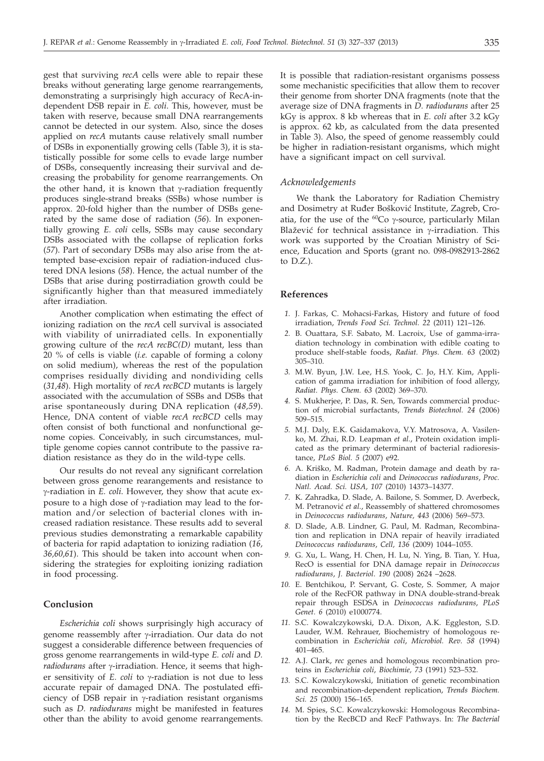gest that surviving *recA* cells were able to repair these breaks without generating large genome rearrangements, demonstrating a surprisingly high accuracy of RecA-independent DSB repair in *E. coli*. This, however, must be taken with reserve, because small DNA rearrangements cannot be detected in our system. Also, since the doses applied on *recA* mutants cause relatively small number of DSBs in exponentially growing cells (Table 3), it is statistically possible for some cells to evade large number of DSBs, consequently increasing their survival and decreasing the probability for genome rearrangements. On the other hand, it is known that γ-radiation frequently produces single-strand breaks (SSBs) whose number is approx. 20-fold higher than the number of DSBs generated by the same dose of radiation (*56*). In exponentially growing *E. coli* cells, SSBs may cause secondary DSBs associated with the collapse of replication forks (*57*). Part of secondary DSBs may also arise from the attempted base-excision repair of radiation-induced clustered DNA lesions (*58*). Hence, the actual number of the DSBs that arise during postirradiation growth could be significantly higher than that measured immediately after irradiation.

Another complication when estimating the effect of ionizing radiation on the *recA* cell survival is associated with viability of unirradiated cells. In exponentially growing culture of the *recA recBC(D)* mutant, less than 20 % of cells is viable (*i.e.* capable of forming a colony on solid medium), whereas the rest of the population comprises residually dividing and nondividing cells (*31,48*). High mortality of *recA recBCD* mutants is largely associated with the accumulation of SSBs and DSBs that arise spontaneously during DNA replication (*48,59*). Hence, DNA content of viable *recA recBCD* cells may often consist of both functional and nonfunctional genome copies. Conceivably, in such circumstances, multiple genome copies cannot contribute to the passive radiation resistance as they do in the wild-type cells.

Our results do not reveal any significant correlation between gross genome rearangements and resistance to γ-radiation in *E. coli*. However, they show that acute exposure to a high dose of γ-radiation may lead to the formation and/or selection of bacterial clones with increased radiation resistance. These results add to several previous studies demonstrating a remarkable capability of bacteria for rapid adaptation to ionizing radiation (*16, 36,60,61*). This should be taken into account when considering the strategies for exploiting ionizing radiation in food processing.

## Conclusion

*Escherichia coli* shows surprisingly high accuracy of genome reassembly after γ-irradiation. Our data do not suggest a considerable difference between frequencies of gross genome rearrangements in wild-type *E. coli* and *D. radiodurans* after γ-irradiation. Hence, it seems that higher sensitivity of *E. coli* to γ-radiation is not due to less accurate repair of damaged DNA. The postulated efficiency of DSB repair in γ-radiation resistant organisms such as *D. radiodurans* might be manifested in features other than the ability to avoid genome rearrangements. It is possible that radiation-resistant organisms possess some mechanistic specificities that allow them to recover their genome from shorter DNA fragments (note that the average size of DNA fragments in *D. radiodurans* after 25 kGy is approx. 8 kb whereas that in *E. coli* after 3.2 kGy is approx. 62 kb, as calculated from the data presented in Table 3). Also, the speed of genome reassembly could be higher in radiation-resistant organisms, which might have a significant impact on cell survival.

### *Acknowledgements*

We thank the Laboratory for Radiation Chemistry and Dosimetry at Ruđer Bošković Institute, Zagreb, Croatia, for the use of the $^{60}$Co γ-source, particularly Milan Blažević for technical assistance in γ-irradiation. This work was supported by the Croatian Ministry of Science, Education and Sports (grant no. 098-0982913-2862 to D.Z.).

## References

1. J. Farkas, C. Mohacsi-Farkas, History and future of food irradiation, *Trends Food Sci. Technol. 22* (2011) 121–126.
2. B. Ouattara, S.F. Sabato, M. Lacroix, Use of gamma-irradiation technology in combination with edible coating to produce shelf-stable foods, *Radiat. Phys. Chem. 63* (2002) 305–310.
3. M.W. Byun, J.W. Lee, H.S. Yook, C. Jo, H.Y. Kim, Application of gamma irradiation for inhibition of food allergy, *Radiat. Phys. Chem. 63* (2002) 369–370.
4. S. Mukherjee, P. Das, R. Sen, Towards commercial production of microbial surfactants, *Trends Biotechnol. 24* (2006) 509–515.
5. M.J. Daly, E.K. Gaidamakova, V.Y. Matrosova, A. Vasilenko, M. Zhai, R.D. Leapman *et al.*, Protein oxidation implicated as the primary determinant of bacterial radioresistance, *PLoS Biol. 5* (2007) e92.
6. A. Kriško, M. Radman, Protein damage and death by radiation in *Escherichia coli* and *Deinococcus radiodurans*, *Proc. Natl. Acad. Sci. USA, 107* (2010) 14373–14377.
7. K. Zahradka, D. Slade, A. Bailone, S. Sommer, D. Averbeck, M. Petranović *et al.*, Reassembly of shattered chromosomes in *Deinococcus radiodurans*, *Nature, 443* (2006) 569–573.
8. D. Slade, A.B. Lindner, G. Paul, M. Radman, Recombination and replication in DNA repair of heavily irradiated *Deinococcus radiodurans*, *Cell, 136* (2009) 1044–1055.
9. G. Xu, L. Wang, H. Chen, H. Lu, N. Ying, B. Tian, Y. Hua, RecO is essential for DNA damage repair in *Deinococcus radiodurans*, *J. Bacteriol. 190* (2008) 2624 –2628.
10. E. Bentchikou, P. Servant, G. Coste, S. Sommer, A major role of the RecFOR pathway in DNA double-strand-break repair through ESDSA in *Deinococcus radiodurans*, *PLoS Genet. 6* (2010) e1000774.
11. S.C. Kowalczykowski, D.A. Dixon, A.K. Eggleston, S.D. Lauder, W.M. Rehrauer, Biochemistry of homologous recombination in *Escherichia coli*, *Microbiol. Rev. 58* (1994) 401–465.
12. A.J. Clark, *rec* genes and homologous recombination proteins in *Escherichia coli*, *Biochimie, 73* (1991) 523–532.
13. S.C. Kowalczykowski, Initiation of genetic recombination and recombination-dependent replication, *Trends Biochem. Sci. 25* (2000) 156–165.
14. M. Spies, S.C. Kowalczykowski: Homologous Recombination by the RecBCD and RecF Pathways. In: *The Bacterial*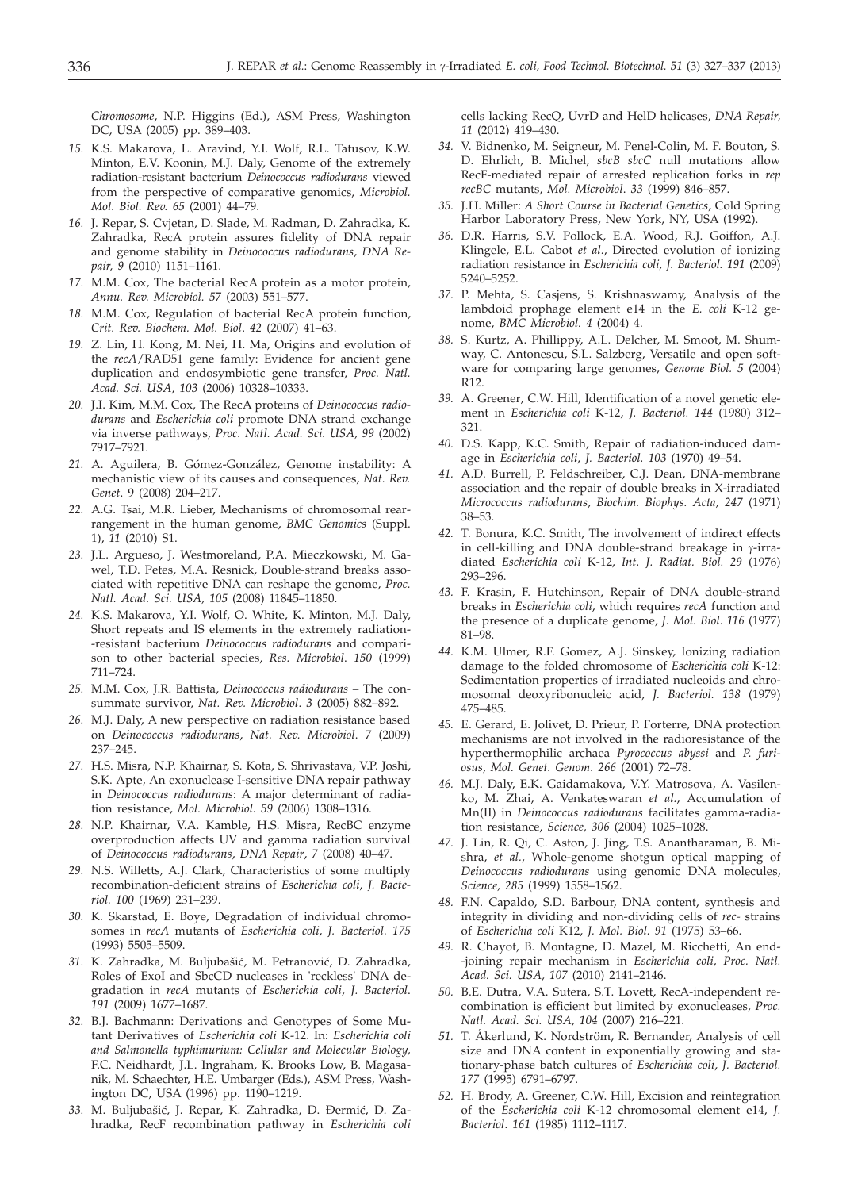*Chromosome*, N.P. Higgins (Ed.), ASM Press, Washington DC, USA (2005) pp. 389–403.

*15.* K.S. Makarova, L. Aravind, Y.I. Wolf, R.L. Tatusov, K.W. Minton, E.V. Koonin, M.J. Daly, Genome of the extremely radiation-resistant bacterium *Deinococcus radiodurans* viewed from the perspective of comparative genomics, *Microbiol. Mol. Biol. Rev. 65* (2001) 44–79.

*16.* J. Repar, S. Cvjetan, D. Slade, M. Radman, D. Zahradka, K. Zahradka, RecA protein assures fidelity of DNA repair and genome stability in *Deinococcus radiodurans*, *DNA Repair, 9* (2010) 1151–1161.

*17.* M.M. Cox, The bacterial RecA protein as a motor protein, *Annu. Rev. Microbiol. 57* (2003) 551–577.

*18.* M.M. Cox, Regulation of bacterial RecA protein function, *Crit. Rev. Biochem. Mol. Biol*. *42* (2007) 41–63.

*19.* Z. Lin, H. Kong, M. Nei, H. Ma, Origins and evolution of the *recA*/RAD51 gene family: Evidence for ancient gene duplication and endosymbiotic gene transfer, *Proc. Natl. Acad. Sci. USA*, *103* (2006) 10328–10333.

*20.* J.I. Kim, M.M. Cox, The RecA proteins of *Deinococcus radiodurans* and *Escherichia coli* promote DNA strand exchange via inverse pathways, *Proc. Natl. Acad. Sci. USA*, *99* (2002) 7917–7921.

*21.* A. Aguilera, B. Gómez-González, Genome instability: A mechanistic view of its causes and consequences, *Nat. Rev. Genet*. *9* (2008) 204–217.

*22.* A.G. Tsai, M.R. Lieber, Mechanisms of chromosomal rearrangement in the human genome, *BMC Genomics* (Suppl. 1), *11* (2010) S1.

*23.* J.L. Argueso, J. Westmoreland, P.A. Mieczkowski, M. Gawel, T.D. Petes, M.A. Resnick, Double-strand breaks associated with repetitive DNA can reshape the genome, *Proc. Natl. Acad. Sci. USA, 105* (2008) 11845–11850.

*24.* K.S. Makarova, Y.I. Wolf, O. White, K. Minton, M.J. Daly, Short repeats and IS elements in the extremely radiation--resistant bacterium *Deinococcus radiodurans* and comparison to other bacterial species, *Res. Microbiol*. *150* (1999) 711–724.

*25.* M.M. Cox, J.R. Battista, *Deinococcus radiodurans* – The consummate survivor, *Nat. Rev. Microbiol*. *3* (2005) 882–892.

*26.* M.J. Daly, A new perspective on radiation resistance based on *Deinococcus radiodurans*, *Nat. Rev. Microbiol*. 7 (2009) 237–245.

*27.* H.S. Misra, N.P. Khairnar, S. Kota, S. Shrivastava, V.P. Joshi, S.K. Apte, An exonuclease I-sensitive DNA repair pathway in *Deinococcus radiodurans*: A major determinant of radiation resistance, *Mol. Microbiol. 59* (2006) 1308–1316.

*28.* N.P. Khairnar, V.A. Kamble, H.S. Misra, RecBC enzyme overproduction affects UV and gamma radiation survival of *Deinococcus radiodurans*, *DNA Repair*, *7* (2008) 40–47.

*29.* N.S. Willetts, A.J. Clark, Characteristics of some multiply recombination-deficient strains of *Escherichia coli*, *J. Bacteriol. 100* (1969) 231–239.

*30.* K. Skarstad, E. Boye, Degradation of individual chromosomes in *recA* mutants of *Escherichia coli*, *J. Bacteriol. 175* (1993) 5505–5509.

*31.* K. Zahradka, M. Buljubašić, M. Petranović, D. Zahradka, Roles of ExoI and SbcCD nucleases in 'reckless' DNA degradation in *recA* mutants of *Escherichia coli*, *J. Bacteriol*. *191* (2009) 1677–1687.

*32.* B.J. Bachmann: Derivations and Genotypes of Some Mutant Derivatives of *Escherichia coli* K-12. In: *Escherichia coli and Salmonella typhimurium: Cellular and Molecular Biology,* F.C. Neidhardt, J.L. Ingraham, K. Brooks Low, B. Magasanik, M. Schaechter, H.E. Umbarger (Eds.), ASM Press, Washington DC, USA (1996) pp. 1190–1219.

*33.* M. Buljubašić, J. Repar, K. Zahradka, D. Đermić, D. Zahradka, RecF recombination pathway in *Escherichia coli* cells lacking RecQ, UvrD and HelD helicases, *DNA Repair, 11* (2012) 419–430.

*34.* V. Bidnenko, M. Seigneur, M. Penel-Colin, M. F. Bouton, S. D. Ehrlich, B. Michel, *sbcB sbcC* null mutations allow RecF-mediated repair of arrested replication forks in *rep recBC* mutants, *Mol. Microbiol*. *33* (1999) 846–857.

*35.* J.H. Miller: *A Short Course in Bacterial Genetics*, Cold Spring Harbor Laboratory Press, New York, NY, USA (1992).

*36.* D.R. Harris, S.V. Pollock, E.A. Wood, R.J. Goiffon, A.J. Klingele, E.L. Cabot *et al*., Directed evolution of ionizing radiation resistance in *Escherichia coli*, *J. Bacteriol. 191* (2009) 5240–5252.

*37.* P. Mehta, S. Casjens, S. Krishnaswamy, Analysis of the lambdoid prophage element e14 in the *E. coli* K-12 genome, *BMC Microbiol*. *4* (2004) 4.

*38.* S. Kurtz, A. Phillippy, A.L. Delcher, M. Smoot, M. Shumway, C. Antonescu, S.L. Salzberg, Versatile and open software for comparing large genomes, *Genome Biol*. *5* (2004) R12.

*39.* A. Greener, C.W. Hill, Identification of a novel genetic element in *Escherichia coli* K-12, *J. Bacteriol. 144* (1980) 312–321.

*40.* D.S. Kapp, K.C. Smith, Repair of radiation-induced damage in *Escherichia coli*, *J. Bacteriol. 103* (1970) 49–54.

*41.* A.D. Burrell, P. Feldschreiber, C.J. Dean, DNA-membrane association and the repair of double breaks in X-irradiated *Micrococcus radiodurans*, *Biochim. Biophys. Acta, 247* (1971) 38–53.

*42.* T. Bonura, K.C. Smith, The involvement of indirect effects in cell-killing and DNA double-strand breakage in γ-irradiated *Escherichia coli* K-12, *Int. J. Radiat. Biol. 29* (1976) 293–296.

*43.* F. Krasin, F. Hutchinson, Repair of DNA double-strand breaks in *Escherichia coli*, which requires *recA* function and the presence of a duplicate genome, *J. Mol. Biol. 116* (1977) 81–98.

*44.* K.M. Ulmer, R.F. Gomez, A.J. Sinskey, Ionizing radiation damage to the folded chromosome of *Escherichia coli* K-12: Sedimentation properties of irradiated nucleoids and chromosomal deoxyribonucleic acid, *J. Bacteriol. 138* (1979) 475–485.

*45.* E. Gerard, E. Jolivet, D. Prieur, P. Forterre, DNA protection mechanisms are not involved in the radioresistance of the hyperthermophilic archaea *Pyrococcus abyssi* and *P. furiosus*, *Mol. Genet. Genom. 266* (2001) 72–78.

*46.* M.J. Daly, E.K. Gaidamakova, V.Y. Matrosova, A. Vasilenko, M. Zhai, A. Venkateswaran *et al.*, Accumulation of Mn(II) in *Deinococcus radiodurans* facilitates gamma-radiation resistance, *Science, 306* (2004) 1025–1028.

*47.* J. Lin, R. Qi, C. Aston, J. Jing, T.S. Anantharaman, B. Mishra, *et al.*, Whole-genome shotgun optical mapping of *Deinococcus radiodurans* using genomic DNA molecules, *Science, 285* (1999) 1558–1562.

*48.* F.N. Capaldo, S.D. Barbour, DNA content, synthesis and integrity in dividing and non-dividing cells of *rec-* strains of *Escherichia coli* K12, *J. Mol. Biol. 91* (1975) 53–66.

*49.* R. Chayot, B. Montagne, D. Mazel, M. Ricchetti, An end--joining repair mechanism in *Escherichia coli*, *Proc. Natl. Acad. Sci. USA, 107* (2010) 2141–2146.

*50.* B.E. Dutra, V.A. Sutera, S.T. Lovett, RecA-independent recombination is efficient but limited by exonucleases, *Proc. Natl. Acad. Sci. USA, 104* (2007) 216–221.

*51.* T. Åkerlund, K. Nordström, R. Bernander, Analysis of cell size and DNA content in exponentially growing and stationary-phase batch cultures of *Escherichia coli*, *J. Bacteriol. 177* (1995) 6791–6797.

*52.* H. Brody, A. Greener, C.W. Hill, Excision and reintegration of the *Escherichia coli* K-12 chromosomal element e14, *J. Bacteriol*. *161* (1985) 1112–1117.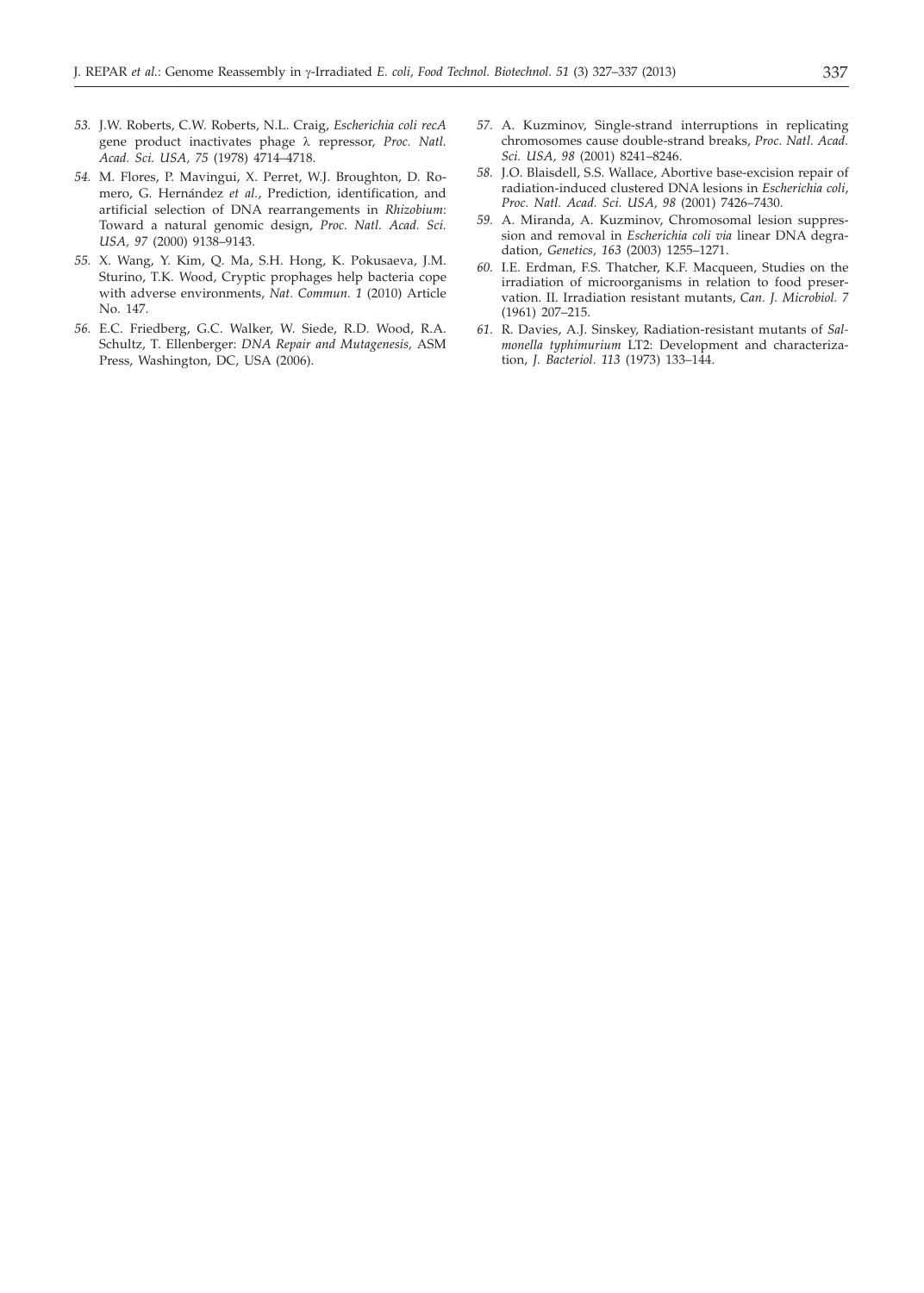53. J.W. Roberts, C.W. Roberts, N.L. Craig, *Escherichia coli recA* gene product inactivates phage λ repressor, *Proc. Natl. Acad. Sci. USA, 75* (1978) 4714–4718.

54. M. Flores, P. Mavingui, X. Perret, W.J. Broughton, D. Romero, G. Hernández *et al.*, Prediction, identification, and artificial selection of DNA rearrangements in *Rhizobium*: Toward a natural genomic design, *Proc. Natl. Acad. Sci. USA, 97* (2000) 9138–9143.

55. X. Wang, Y. Kim, Q. Ma, S.H. Hong, K. Pokusaeva, J.M. Sturino, T.K. Wood, Cryptic prophages help bacteria cope with adverse environments, *Nat. Commun. 1* (2010) Article No. 147.

56. E.C. Friedberg, G.C. Walker, W. Siede, R.D. Wood, R.A. Schultz, T. Ellenberger: *DNA Repair and Mutagenesis*, ASM Press, Washington, DC, USA (2006).

57. A. Kuzminov, Single-strand interruptions in replicating chromosomes cause double-strand breaks, *Proc. Natl. Acad. Sci. USA, 98* (2001) 8241–8246.

58. J.O. Blaisdell, S.S. Wallace, Abortive base-excision repair of radiation-induced clustered DNA lesions in *Escherichia coli*, *Proc. Natl. Acad. Sci. USA, 98* (2001) 7426–7430.

59. A. Miranda, A. Kuzminov, Chromosomal lesion suppression and removal in *Escherichia coli via* linear DNA degradation, *Genetics, 163* (2003) 1255–1271.

60. I.E. Erdman, F.S. Thatcher, K.F. Macqueen, Studies on the irradiation of microorganisms in relation to food preservation. II. Irradiation resistant mutants, *Can. J. Microbiol. 7* (1961) 207–215.

61. R. Davies, A.J. Sinskey, Radiation-resistant mutants of *Salmonella typhimurium* LT2: Development and characterization, *J. Bacteriol. 113* (1973) 133–144.